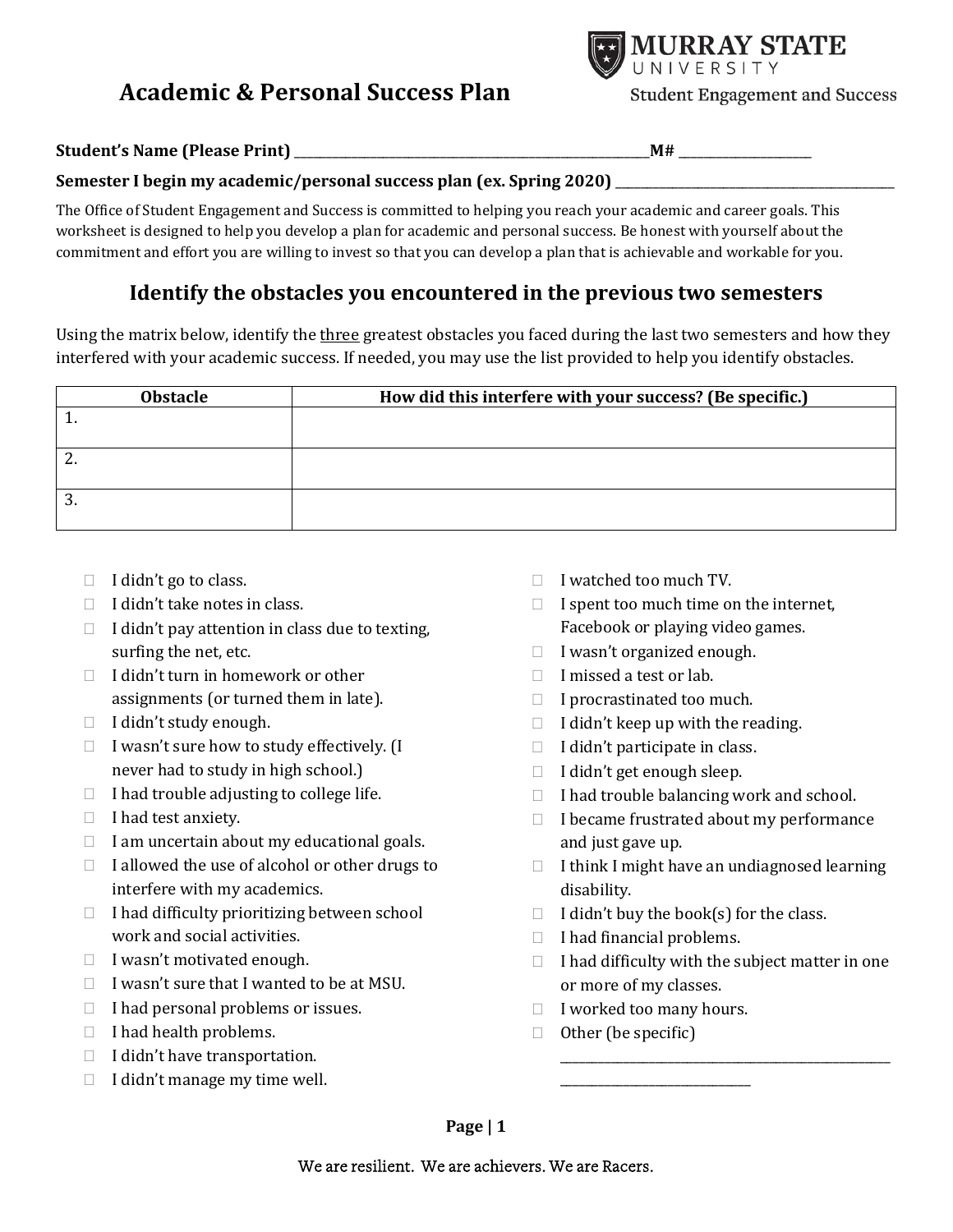# Academic & Personal Success Plan

**MURRAY STATE UNIVERSITY**
Student Engagement and Success

**Student's Name (Please Print)** ______________________________ **M#** ______________

**Semester I begin my academic/personal success plan (ex. Spring 2020)** ______________________

The Office of Student Engagement and Success is committed to helping you reach your academic and career goals. This worksheet is designed to help you develop a plan for academic and personal success. Be honest with yourself about the commitment and effort you are willing to invest so that you can develop a plan that is achievable and workable for you.

## Identify the obstacles you encountered in the previous two semesters

Using the matrix below, identify the <u>three</u> greatest obstacles you faced during the last two semesters and how they interfered with your academic success. If needed, you may use the list provided to help you identify obstacles.

| Obstacle | How did this interfere with your success? (Be specific.) |
|---|---|
| 1. | |
| 2. | |
| 3. | |

- ☐ I didn't go to class.
- ☐ I didn't take notes in class.
- ☐ I didn't pay attention in class due to texting, surfing the net, etc.
- ☐ I didn't turn in homework or other assignments (or turned them in late).
- ☐ I didn't study enough.
- ☐ I wasn't sure how to study effectively. (I never had to study in high school.)
- ☐ I had trouble adjusting to college life.
- ☐ I had test anxiety.
- ☐ I am uncertain about my educational goals.
- ☐ I allowed the use of alcohol or other drugs to interfere with my academics.
- ☐ I had difficulty prioritizing between school work and social activities.
- ☐ I wasn't motivated enough.
- ☐ I wasn't sure that I wanted to be at MSU.
- ☐ I had personal problems or issues.
- ☐ I had health problems.
- ☐ I didn't have transportation.
- ☐ I didn't manage my time well.
- ☐ I watched too much TV.
- ☐ I spent too much time on the internet, Facebook or playing video games.
- ☐ I wasn't organized enough.
- ☐ I missed a test or lab.
- ☐ I procrastinated too much.
- ☐ I didn't keep up with the reading.
- ☐ I didn't participate in class.
- ☐ I didn't get enough sleep.
- ☐ I had trouble balancing work and school.
- ☐ I became frustrated about my performance and just gave up.
- ☐ I think I might have an undiagnosed learning disability.
- ☐ I didn't buy the book(s) for the class.
- ☐ I had financial problems.
- ☐ I had difficulty with the subject matter in one or more of my classes.
- ☐ I worked too many hours.
- ☐ Other (be specific) ______________________________________________

We are resilient. We are achievers. We are Racers.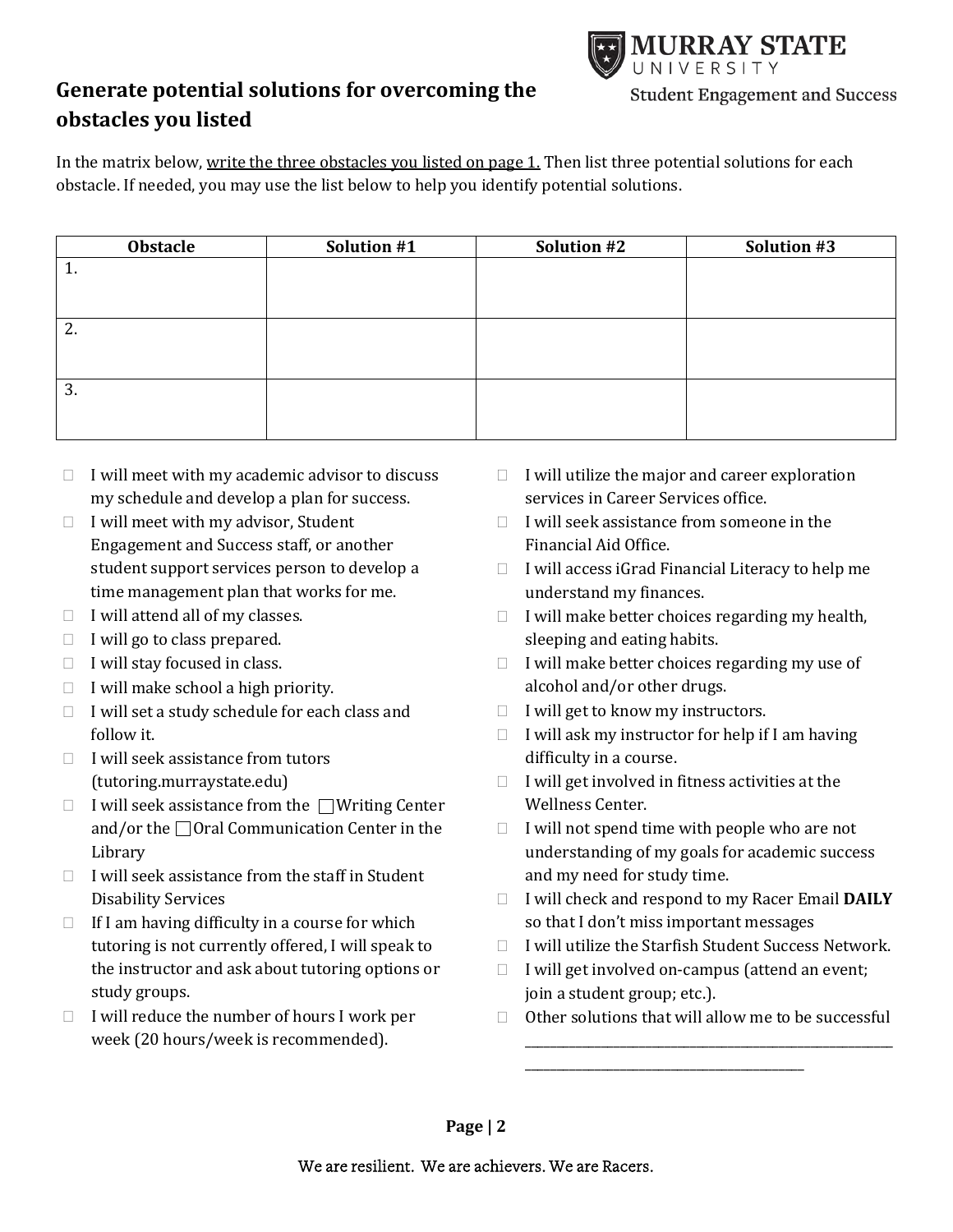## Generate potential solutions for overcoming the obstacles you listed

In the matrix below, write the three obstacles you listed on page 1. Then list three potential solutions for each obstacle. If needed, you may use the list below to help you identify potential solutions.

| Obstacle | Solution #1 | Solution #2 | Solution #3 |
|---|---|---|---|
| 1. | | | |
| 2. | | | |
| 3. | | | |

- ☐ I will meet with my academic advisor to discuss my schedule and develop a plan for success.
- ☐ I will meet with my advisor, Student Engagement and Success staff, or another student support services person to develop a time management plan that works for me.
- ☐ I will attend all of my classes.
- ☐ I will go to class prepared.
- ☐ I will stay focused in class.
- ☐ I will make school a high priority.
- ☐ I will set a study schedule for each class and follow it.
- ☐ I will seek assistance from tutors (tutoring.murraystate.edu)
- ☐ I will seek assistance from the ☐ Writing Center and/or the ☐ Oral Communication Center in the Library
- ☐ I will seek assistance from the staff in Student Disability Services
- ☐ If I am having difficulty in a course for which tutoring is not currently offered, I will speak to the instructor and ask about tutoring options or study groups.
- ☐ I will reduce the number of hours I work per week (20 hours/week is recommended).
- ☐ I will utilize the major and career exploration services in Career Services office.
- ☐ I will seek assistance from someone in the Financial Aid Office.
- ☐ I will access iGrad Financial Literacy to help me understand my finances.
- ☐ I will make better choices regarding my health, sleeping and eating habits.
- ☐ I will make better choices regarding my use of alcohol and/or other drugs.
- ☐ I will get to know my instructors.
- ☐ I will ask my instructor for help if I am having difficulty in a course.
- ☐ I will get involved in fitness activities at the Wellness Center.
- ☐ I will not spend time with people who are not understanding of my goals for academic success and my need for study time.
- ☐ I will check and respond to my Racer Email **DAILY** so that I don't miss important messages
- ☐ I will utilize the Starfish Student Success Network.
- ☐ I will get involved on-campus (attend an event; join a student group; etc.).
- ☐ Other solutions that will allow me to be successful ______________________________________________________________________________________________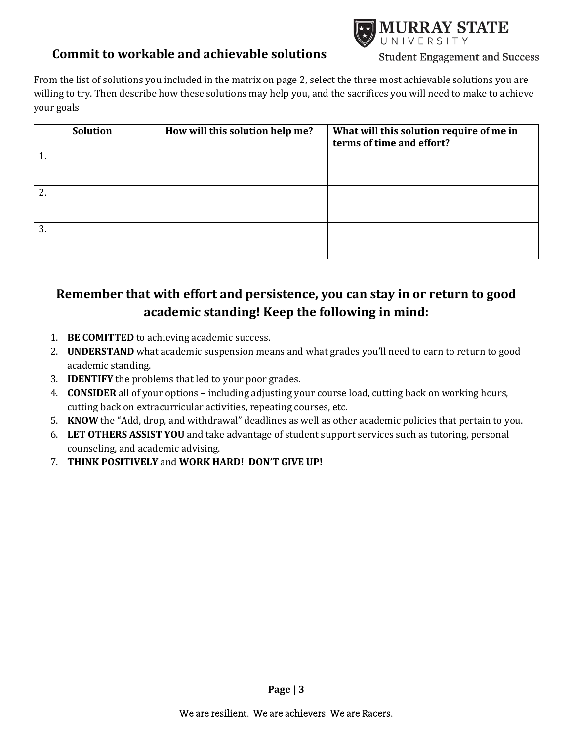## Commit to workable and achievable solutions

From the list of solutions you included in the matrix on page 2, select the three most achievable solutions you are willing to try. Then describe how these solutions may help you, and the sacrifices you will need to make to achieve your goals

| Solution | How will this solution help me? | What will this solution require of me in terms of time and effort? |
|---|---|---|
| 1. | | |
| 2. | | |
| 3. | | |

## Remember that with effort and persistence, you can stay in or return to good academic standing! Keep the following in mind:

1. **BE COMITTED** to achieving academic success.
2. **UNDERSTAND** what academic suspension means and what grades you'll need to earn to return to good academic standing.
3. **IDENTIFY** the problems that led to your poor grades.
4. **CONSIDER** all of your options – including adjusting your course load, cutting back on working hours, cutting back on extracurricular activities, repeating courses, etc.
5. **KNOW** the "Add, drop, and withdrawal" deadlines as well as other academic policies that pertain to you.
6. **LET OTHERS ASSIST YOU** and take advantage of student support services such as tutoring, personal counseling, and academic advising.
7. **THINK POSITIVELY** and **WORK HARD! DON'T GIVE UP!**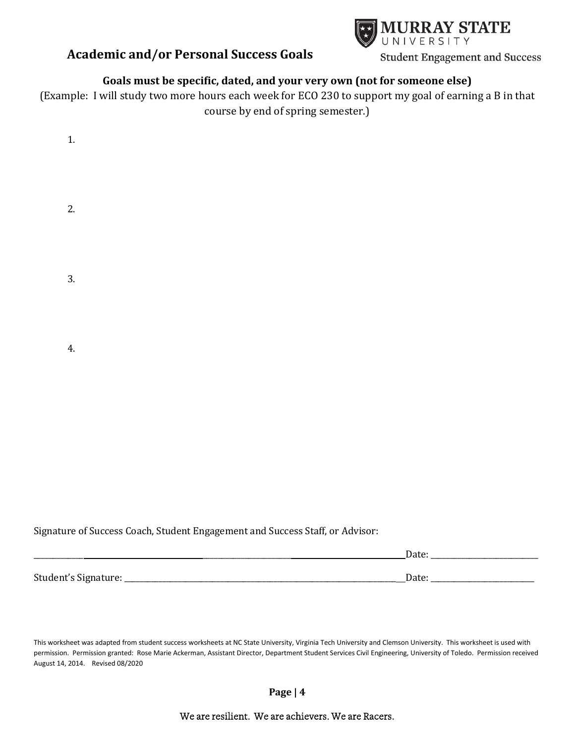## Academic and/or Personal Success Goals

**Murray State University**
Student Engagement and Success

**Goals must be specific, dated, and your very own (not for someone else)**

(Example: I will study two more hours each week for ECO 230 to support my goal of earning a B in that course by end of spring semester.)

1.

2.

3.

4.

Signature of Success Coach, Student Engagement and Success Staff, or Advisor:

______________________________________________________________________ Date: __________________________

Student's Signature: ___________________________________________________________ Date: _________________________

This worksheet was adapted from student success worksheets at NC State University, Virginia Tech University and Clemson University. This worksheet is used with permission. Permission granted: Rose Marie Ackerman, Assistant Director, Department Student Services Civil Engineering, University of Toledo. Permission received August 14, 2014. Revised 08/2020

We are resilient. We are achievers. We are Racers.